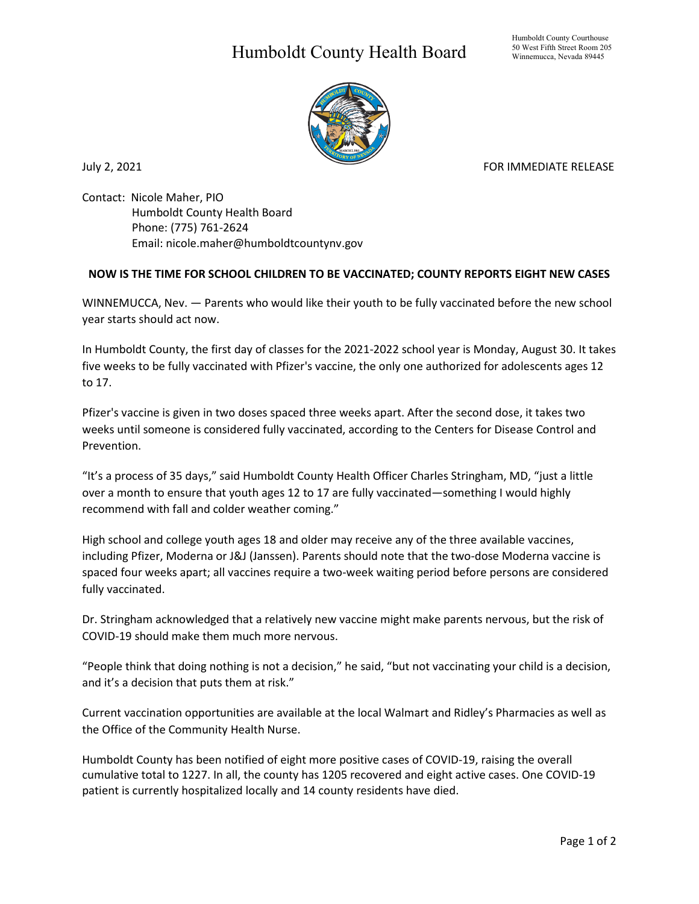# Humboldt County Health Board

Humboldt County Courthouse
50 West Fifth Street Room 205
Winnemucca, Nevada 89445

July 2, 2021

FOR IMMEDIATE RELEASE

Contact: Nicole Maher, PIO
Humboldt County Health Board
Phone: (775) 761-2624
Email: nicole.maher@humboldtcountynv.gov

**NOW IS THE TIME FOR SCHOOL CHILDREN TO BE VACCINATED; COUNTY REPORTS EIGHT NEW CASES**

WINNEMUCCA, Nev. — Parents who would like their youth to be fully vaccinated before the new school year starts should act now.

In Humboldt County, the first day of classes for the 2021-2022 school year is Monday, August 30. It takes five weeks to be fully vaccinated with Pfizer's vaccine, the only one authorized for adolescents ages 12 to 17.

Pfizer's vaccine is given in two doses spaced three weeks apart. After the second dose, it takes two weeks until someone is considered fully vaccinated, according to the Centers for Disease Control and Prevention.

"It's a process of 35 days," said Humboldt County Health Officer Charles Stringham, MD, "just a little over a month to ensure that youth ages 12 to 17 are fully vaccinated—something I would highly recommend with fall and colder weather coming."

High school and college youth ages 18 and older may receive any of the three available vaccines, including Pfizer, Moderna or J&J (Janssen). Parents should note that the two-dose Moderna vaccine is spaced four weeks apart; all vaccines require a two-week waiting period before persons are considered fully vaccinated.

Dr. Stringham acknowledged that a relatively new vaccine might make parents nervous, but the risk of COVID-19 should make them much more nervous.

"People think that doing nothing is not a decision," he said, "but not vaccinating your child is a decision, and it's a decision that puts them at risk."

Current vaccination opportunities are available at the local Walmart and Ridley's Pharmacies as well as the Office of the Community Health Nurse.

Humboldt County has been notified of eight more positive cases of COVID-19, raising the overall cumulative total to 1227. In all, the county has 1205 recovered and eight active cases. One COVID-19 patient is currently hospitalized locally and 14 county residents have died.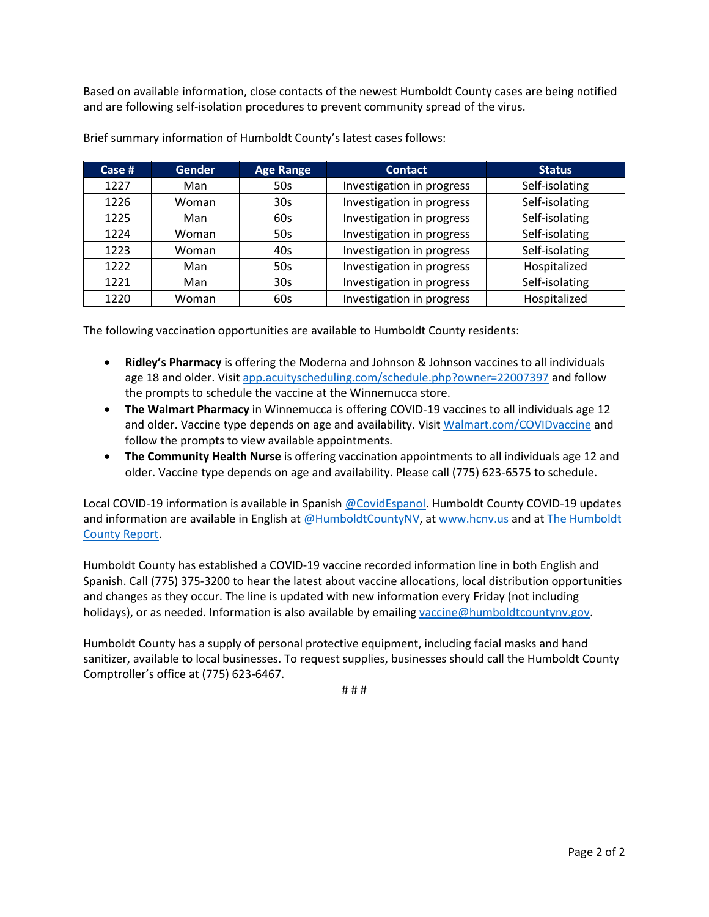Based on available information, close contacts of the newest Humboldt County cases are being notified and are following self-isolation procedures to prevent community spread of the virus.

Brief summary information of Humboldt County's latest cases follows:

| Case # | Gender | Age Range | Contact | Status |
|---|---|---|---|---|
| 1227 | Man | 50s | Investigation in progress | Self-isolating |
| 1226 | Woman | 30s | Investigation in progress | Self-isolating |
| 1225 | Man | 60s | Investigation in progress | Self-isolating |
| 1224 | Woman | 50s | Investigation in progress | Self-isolating |
| 1223 | Woman | 40s | Investigation in progress | Self-isolating |
| 1222 | Man | 50s | Investigation in progress | Hospitalized |
| 1221 | Man | 30s | Investigation in progress | Self-isolating |
| 1220 | Woman | 60s | Investigation in progress | Hospitalized |

The following vaccination opportunities are available to Humboldt County residents:

- **Ridley's Pharmacy** is offering the Moderna and Johnson & Johnson vaccines to all individuals age 18 and older. Visit app.acuityscheduling.com/schedule.php?owner=22007397 and follow the prompts to schedule the vaccine at the Winnemucca store.
- **The Walmart Pharmacy** in Winnemucca is offering COVID-19 vaccines to all individuals age 12 and older. Vaccine type depends on age and availability. Visit Walmart.com/COVIDvaccine and follow the prompts to view available appointments.
- **The Community Health Nurse** is offering vaccination appointments to all individuals age 12 and older. Vaccine type depends on age and availability. Please call (775) 623-6575 to schedule.

Local COVID-19 information is available in Spanish @CovidEspanol. Humboldt County COVID-19 updates and information are available in English at @HumboldtCountyNV, at www.hcnv.us and at The Humboldt County Report.

Humboldt County has established a COVID-19 vaccine recorded information line in both English and Spanish. Call (775) 375-3200 to hear the latest about vaccine allocations, local distribution opportunities and changes as they occur. The line is updated with new information every Friday (not including holidays), or as needed. Information is also available by emailing vaccine@humboldtcountynv.gov.

Humboldt County has a supply of personal protective equipment, including facial masks and hand sanitizer, available to local businesses. To request supplies, businesses should call the Humboldt County Comptroller's office at (775) 623-6467.

# # #